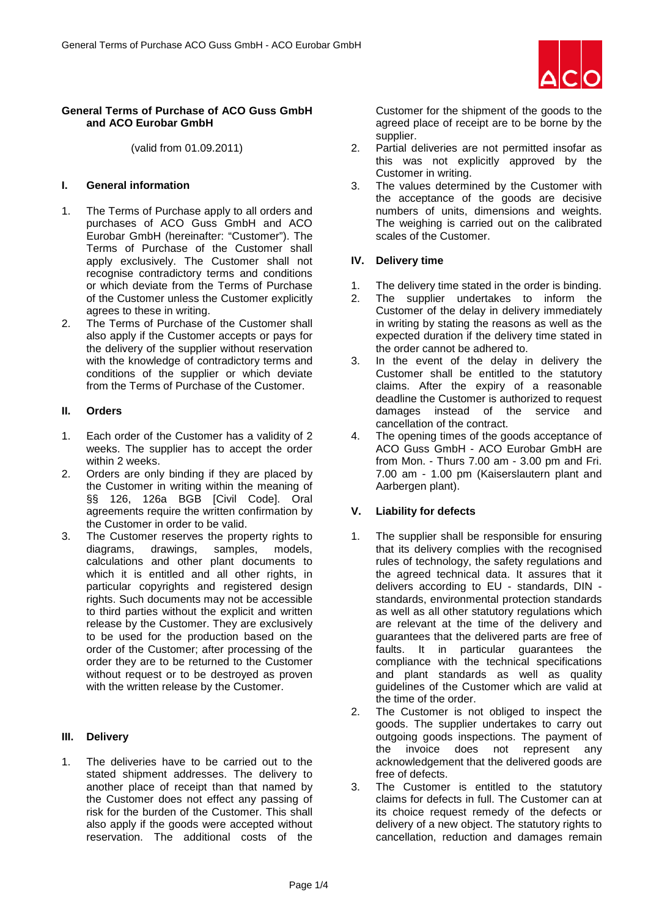**General Terms of Purchase of ACO Guss GmbH and ACO Eurobar GmbH**

(valid from 01.09.2011)

## I. General information

1. The Terms of Purchase apply to all orders and purchases of ACO Guss GmbH and ACO Eurobar GmbH (hereinafter: "Customer"). The Terms of Purchase of the Customer shall apply exclusively. The Customer shall not recognise contradictory terms and conditions or which deviate from the Terms of Purchase of the Customer unless the Customer explicitly agrees to these in writing.
2. The Terms of Purchase of the Customer shall also apply if the Customer accepts or pays for the delivery of the supplier without reservation with the knowledge of contradictory terms and conditions of the supplier or which deviate from the Terms of Purchase of the Customer.

## II. Orders

1. Each order of the Customer has a validity of 2 weeks. The supplier has to accept the order within 2 weeks.
2. Orders are only binding if they are placed by the Customer in writing within the meaning of §§ 126, 126a BGB [Civil Code]. Oral agreements require the written confirmation by the Customer in order to be valid.
3. The Customer reserves the property rights to diagrams, drawings, samples, models, calculations and other plant documents to which it is entitled and all other rights, in particular copyrights and registered design rights. Such documents may not be accessible to third parties without the explicit and written release by the Customer. They are exclusively to be used for the production based on the order of the Customer; after processing of the order they are to be returned to the Customer without request or to be destroyed as proven with the written release by the Customer.

## III. Delivery

1. The deliveries have to be carried out to the stated shipment addresses. The delivery to another place of receipt than that named by the Customer does not effect any passing of risk for the burden of the Customer. This shall also apply if the goods were accepted without reservation. The additional costs of the Customer for the shipment of the goods to the agreed place of receipt are to be borne by the supplier.
2. Partial deliveries are not permitted insofar as this was not explicitly approved by the Customer in writing.
3. The values determined by the Customer with the acceptance of the goods are decisive numbers of units, dimensions and weights. The weighing is carried out on the calibrated scales of the Customer.

## IV. Delivery time

1. The delivery time stated in the order is binding.
2. The supplier undertakes to inform the Customer of the delay in delivery immediately in writing by stating the reasons as well as the expected duration if the delivery time stated in the order cannot be adhered to.
3. In the event of the delay in delivery the Customer shall be entitled to the statutory claims. After the expiry of a reasonable deadline the Customer is authorized to request damages instead of the service and cancellation of the contract.
4. The opening times of the goods acceptance of ACO Guss GmbH - ACO Eurobar GmbH are from Mon. - Thurs 7.00 am - 3.00 pm and Fri. 7.00 am - 1.00 pm (Kaiserslautern plant and Aarbergen plant).

## V. Liability for defects

1. The supplier shall be responsible for ensuring that its delivery complies with the recognised rules of technology, the safety regulations and the agreed technical data. It assures that it delivers according to EU - standards, DIN - standards, environmental protection standards as well as all other statutory regulations which are relevant at the time of the delivery and guarantees that the delivered parts are free of faults. It in particular guarantees the compliance with the technical specifications and plant standards as well as quality guidelines of the Customer which are valid at the time of the order.
2. The Customer is not obliged to inspect the goods. The supplier undertakes to carry out outgoing goods inspections. The payment of the invoice does not represent any acknowledgement that the delivered goods are free of defects.
3. The Customer is entitled to the statutory claims for defects in full. The Customer can at its choice request remedy of the defects or delivery of a new object. The statutory rights to cancellation, reduction and damages remain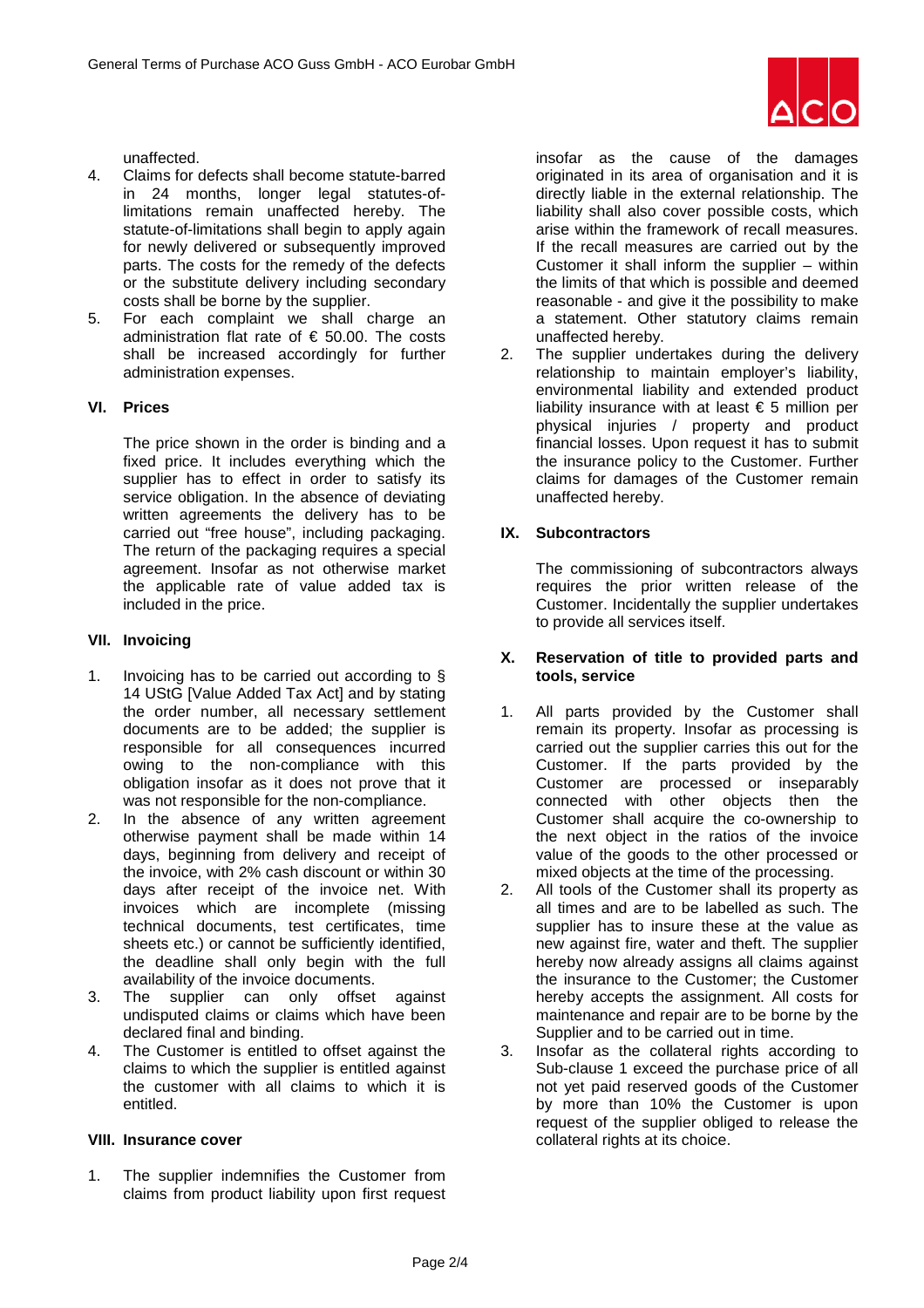unaffected.

4. Claims for defects shall become statute-barred in 24 months, longer legal statutes-of-limitations remain unaffected hereby. The statute-of-limitations shall begin to apply again for newly delivered or subsequently improved parts. The costs for the remedy of the defects or the substitute delivery including secondary costs shall be borne by the supplier.
5. For each complaint we shall charge an administration flat rate of € 50.00. The costs shall be increased accordingly for further administration expenses.

## VI. Prices

The price shown in the order is binding and a fixed price. It includes everything which the supplier has to effect in order to satisfy its service obligation. In the absence of deviating written agreements the delivery has to be carried out "free house", including packaging. The return of the packaging requires a special agreement. Insofar as not otherwise market the applicable rate of value added tax is included in the price.

## VII. Invoicing

1. Invoicing has to be carried out according to § 14 UStG [Value Added Tax Act] and by stating the order number, all necessary settlement documents are to be added; the supplier is responsible for all consequences incurred owing to the non-compliance with this obligation insofar as it does not prove that it was not responsible for the non-compliance.
2. In the absence of any written agreement otherwise payment shall be made within 14 days, beginning from delivery and receipt of the invoice, with 2% cash discount or within 30 days after receipt of the invoice net. With invoices which are incomplete (missing technical documents, test certificates, time sheets etc.) or cannot be sufficiently identified, the deadline shall only begin with the full availability of the invoice documents.
3. The supplier can only offset against undisputed claims or claims which have been declared final and binding.
4. The Customer is entitled to offset against the claims to which the supplier is entitled against the customer with all claims to which it is entitled.

## VIII. Insurance cover

1. The supplier indemnifies the Customer from claims from product liability upon first request insofar as the cause of the damages originated in its area of organisation and it is directly liable in the external relationship. The liability shall also cover possible costs, which arise within the framework of recall measures. If the recall measures are carried out by the Customer it shall inform the supplier – within the limits of that which is possible and deemed reasonable - and give it the possibility to make a statement. Other statutory claims remain unaffected hereby.
2. The supplier undertakes during the delivery relationship to maintain employer's liability, environmental liability and extended product liability insurance with at least € 5 million per physical injuries / property and product financial losses. Upon request it has to submit the insurance policy to the Customer. Further claims for damages of the Customer remain unaffected hereby.

## IX. Subcontractors

The commissioning of subcontractors always requires the prior written release of the Customer. Incidentally the supplier undertakes to provide all services itself.

## X. Reservation of title to provided parts and tools, service

1. All parts provided by the Customer shall remain its property. Insofar as processing is carried out the supplier carries this out for the Customer. If the parts provided by the Customer are processed or inseparably connected with other objects then the Customer shall acquire the co-ownership to the next object in the ratios of the invoice value of the goods to the other processed or mixed objects at the time of the processing.
2. All tools of the Customer shall its property as all times and are to be labelled as such. The supplier has to insure these at the value as new against fire, water and theft. The supplier hereby now already assigns all claims against the insurance to the Customer; the Customer hereby accepts the assignment. All costs for maintenance and repair are to be borne by the Supplier and to be carried out in time.
3. Insofar as the collateral rights according to Sub-clause 1 exceed the purchase price of all not yet paid reserved goods of the Customer by more than 10% the Customer is upon request of the supplier obliged to release the collateral rights at its choice.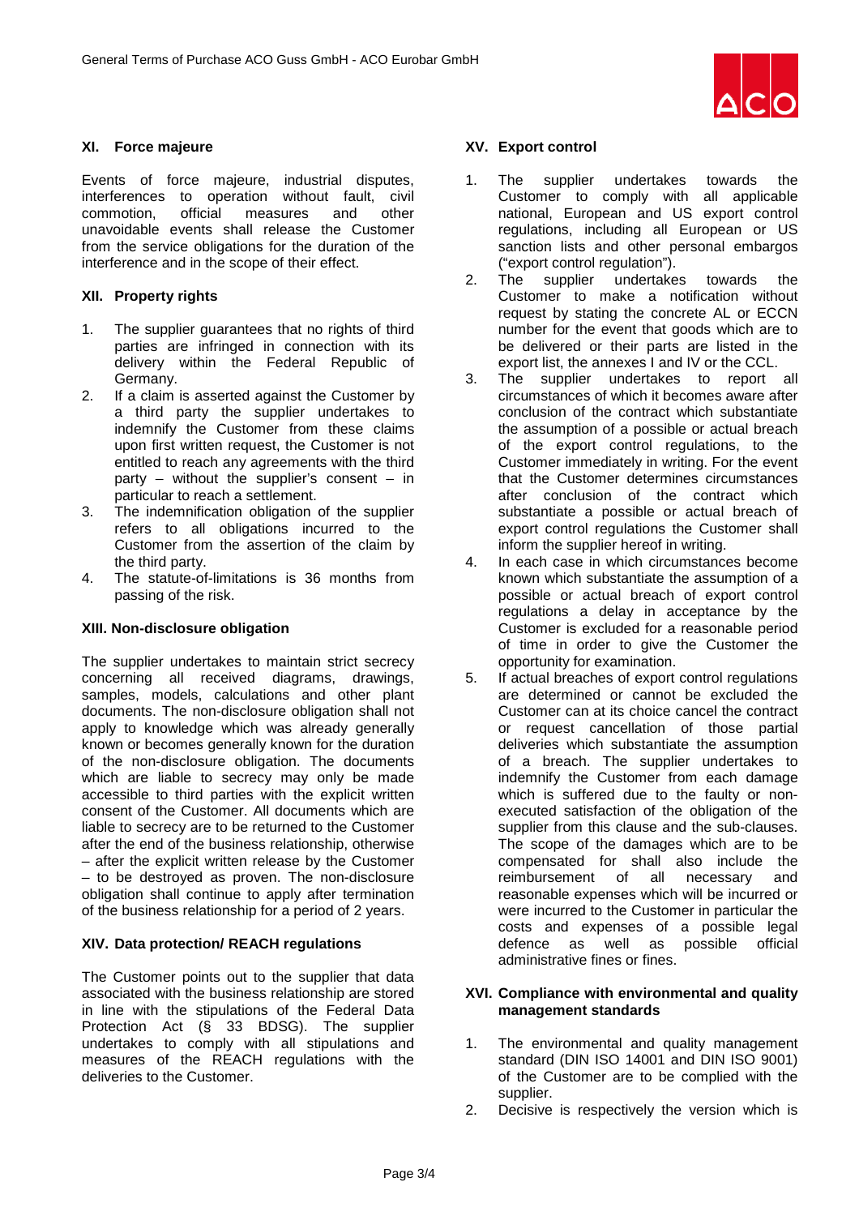## XI. Force majeure

Events of force majeure, industrial disputes, interferences to operation without fault, civil commotion, official measures and other unavoidable events shall release the Customer from the service obligations for the duration of the interference and in the scope of their effect.

## XII. Property rights

1. The supplier guarantees that no rights of third parties are infringed in connection with its delivery within the Federal Republic of Germany.
2. If a claim is asserted against the Customer by a third party the supplier undertakes to indemnify the Customer from these claims upon first written request, the Customer is not entitled to reach any agreements with the third party – without the supplier's consent – in particular to reach a settlement.
3. The indemnification obligation of the supplier refers to all obligations incurred to the Customer from the assertion of the claim by the third party.
4. The statute-of-limitations is 36 months from passing of the risk.

## XIII. Non-disclosure obligation

The supplier undertakes to maintain strict secrecy concerning all received diagrams, drawings, samples, models, calculations and other plant documents. The non-disclosure obligation shall not apply to knowledge which was already generally known or becomes generally known for the duration of the non-disclosure obligation. The documents which are liable to secrecy may only be made accessible to third parties with the explicit written consent of the Customer. All documents which are liable to secrecy are to be returned to the Customer after the end of the business relationship, otherwise – after the explicit written release by the Customer – to be destroyed as proven. The non-disclosure obligation shall continue to apply after termination of the business relationship for a period of 2 years.

## XIV. Data protection/ REACH regulations

The Customer points out to the supplier that data associated with the business relationship are stored in line with the stipulations of the Federal Data Protection Act (§ 33 BDSG). The supplier undertakes to comply with all stipulations and measures of the REACH regulations with the deliveries to the Customer.

## XV. Export control

1. The supplier undertakes towards the Customer to comply with all applicable national, European and US export control regulations, including all European or US sanction lists and other personal embargos ("export control regulation").
2. The supplier undertakes towards the Customer to make a notification without request by stating the concrete AL or ECCN number for the event that goods which are to be delivered or their parts are listed in the export list, the annexes I and IV or the CCL.
3. The supplier undertakes to report all circumstances of which it becomes aware after conclusion of the contract which substantiate the assumption of a possible or actual breach of the export control regulations, to the Customer immediately in writing. For the event that the Customer determines circumstances after conclusion of the contract which substantiate a possible or actual breach of export control regulations the Customer shall inform the supplier hereof in writing.
4. In each case in which circumstances become known which substantiate the assumption of a possible or actual breach of export control regulations a delay in acceptance by the Customer is excluded for a reasonable period of time in order to give the Customer the opportunity for examination.
5. If actual breaches of export control regulations are determined or cannot be excluded the Customer can at its choice cancel the contract or request cancellation of those partial deliveries which substantiate the assumption of a breach. The supplier undertakes to indemnify the Customer from each damage which is suffered due to the faulty or non-executed satisfaction of the obligation of the supplier from this clause and the sub-clauses. The scope of the damages which are to be compensated for shall also include the reimbursement of all necessary and reasonable expenses which will be incurred or were incurred to the Customer in particular the costs and expenses of a possible legal defence as well as possible official administrative fines or fines.

## XVI. Compliance with environmental and quality management standards

1. The environmental and quality management standard (DIN ISO 14001 and DIN ISO 9001) of the Customer are to be complied with the supplier.
2. Decisive is respectively the version which is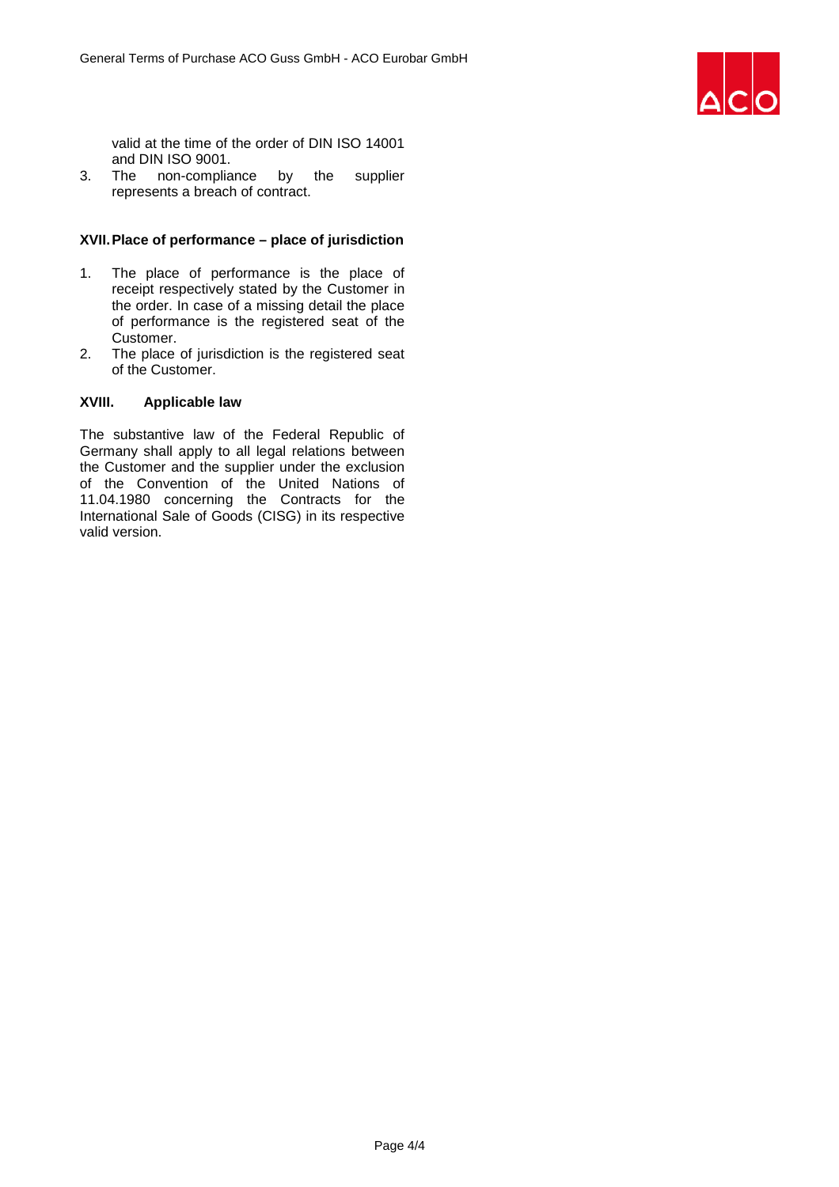valid at the time of the order of DIN ISO 14001 and DIN ISO 9001.

3. The non-compliance by the supplier represents a breach of contract.

## XVII. Place of performance – place of jurisdiction

1. The place of performance is the place of receipt respectively stated by the Customer in the order. In case of a missing detail the place of performance is the registered seat of the Customer.
2. The place of jurisdiction is the registered seat of the Customer.

## XVIII. Applicable law

The substantive law of the Federal Republic of Germany shall apply to all legal relations between the Customer and the supplier under the exclusion of the Convention of the United Nations of 11.04.1980 concerning the Contracts for the International Sale of Goods (CISG) in its respective valid version.